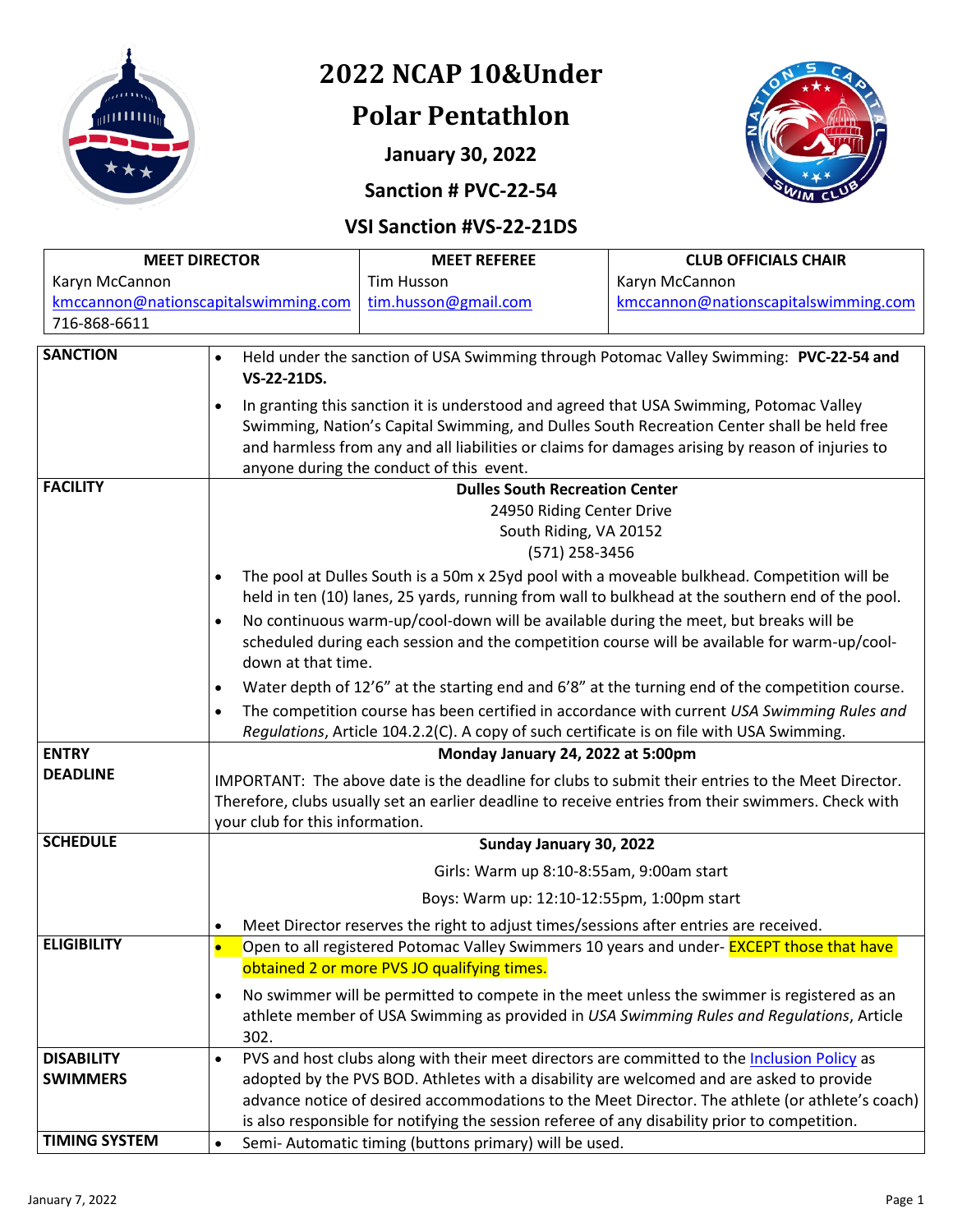# 2022 NCAP 10&Under

# Polar Pentathlon

### January 30, 2022

### Sanction # PVC-22-54

### VSI Sanction #VS-22-21DS

| MEET DIRECTOR | MEET REFEREE | CLUB OFFICIALS CHAIR |
|---|---|---|
| Karyn McCannon<br>kmccannon@nationscapitalswimming.com<br>716-868-6611 | Tim Husson<br>tim.husson@gmail.com | Karyn McCannon<br>kmccannon@nationscapitalswimming.com |

| | |
|---|---|
| **SANCTION** | • Held under the sanction of USA Swimming through Potomac Valley Swimming: **PVC-22-54 and VS-22-21DS.**<br>• In granting this sanction it is understood and agreed that USA Swimming, Potomac Valley Swimming, Nation's Capital Swimming, and Dulles South Recreation Center shall be held free and harmless from any and all liabilities or claims for damages arising by reason of injuries to anyone during the conduct of this event. |
| **FACILITY** | **Dulles South Recreation Center**<br>24950 Riding Center Drive<br>South Riding, VA 20152<br>(571) 258-3456<br>• The pool at Dulles South is a 50m x 25yd pool with a moveable bulkhead. Competition will be held in ten (10) lanes, 25 yards, running from wall to bulkhead at the southern end of the pool.<br>• No continuous warm-up/cool-down will be available during the meet, but breaks will be scheduled during each session and the competition course will be available for warm-up/cool-down at that time.<br>• Water depth of 12'6" at the starting end and 6'8" at the turning end of the competition course.<br>• The competition course has been certified in accordance with current *USA Swimming Rules and Regulations*, Article 104.2.2(C). A copy of such certificate is on file with USA Swimming. |
| **ENTRY DEADLINE** | **Monday January 24, 2022 at 5:00pm**<br>IMPORTANT: The above date is the deadline for clubs to submit their entries to the Meet Director. Therefore, clubs usually set an earlier deadline to receive entries from their swimmers. Check with your club for this information. |
| **SCHEDULE** | **Sunday January 30, 2022**<br>Girls: Warm up 8:10-8:55am, 9:00am start<br>Boys: Warm up: 12:10-12:55pm, 1:00pm start<br>• Meet Director reserves the right to adjust times/sessions after entries are received. |
| **ELIGIBILITY** | • Open to all registered Potomac Valley Swimmers 10 years and under- EXCEPT those that have obtained 2 or more PVS JO qualifying times.<br>• No swimmer will be permitted to compete in the meet unless the swimmer is registered as an athlete member of USA Swimming as provided in *USA Swimming Rules and Regulations*, Article 302. |
| **DISABILITY SWIMMERS** | • PVS and host clubs along with their meet directors are committed to the Inclusion Policy as adopted by the PVS BOD. Athletes with a disability are welcomed and are asked to provide advance notice of desired accommodations to the Meet Director. The athlete (or athlete's coach) is also responsible for notifying the session referee of any disability prior to competition. |
| **TIMING SYSTEM** | • Semi- Automatic timing (buttons primary) will be used. |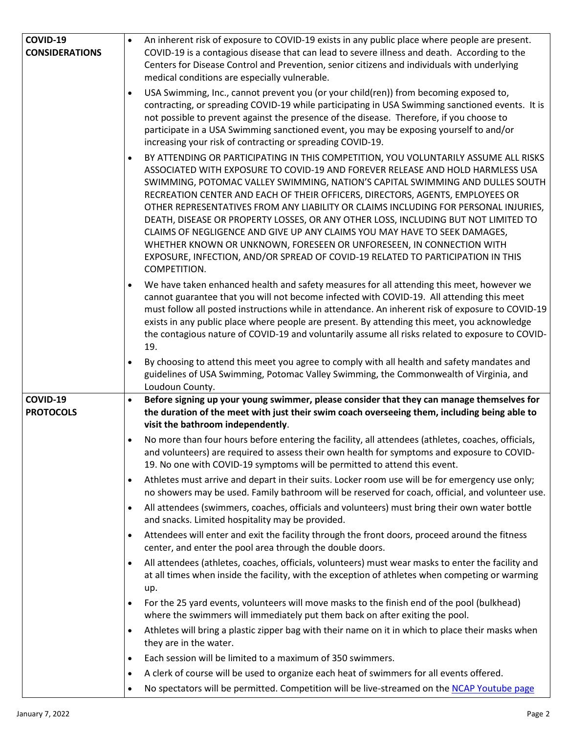| | |
|---|---|
| **COVID-19 CONSIDERATIONS** | • An inherent risk of exposure to COVID-19 exists in any public place where people are present. COVID-19 is a contagious disease that can lead to severe illness and death. According to the Centers for Disease Control and Prevention, senior citizens and individuals with underlying medical conditions are especially vulnerable.<br>• USA Swimming, Inc., cannot prevent you (or your child(ren)) from becoming exposed to, contracting, or spreading COVID-19 while participating in USA Swimming sanctioned events. It is not possible to prevent against the presence of the disease. Therefore, if you choose to participate in a USA Swimming sanctioned event, you may be exposing yourself to and/or increasing your risk of contracting or spreading COVID-19.<br>• BY ATTENDING OR PARTICIPATING IN THIS COMPETITION, YOU VOLUNTARILY ASSUME ALL RISKS ASSOCIATED WITH EXPOSURE TO COVID-19 AND FOREVER RELEASE AND HOLD HARMLESS USA SWIMMING, POTOMAC VALLEY SWIMMING, NATION'S CAPITAL SWIMMING AND DULLES SOUTH RECREATION CENTER AND EACH OF THEIR OFFICERS, DIRECTORS, AGENTS, EMPLOYEES OR OTHER REPRESENTATIVES FROM ANY LIABILITY OR CLAIMS INCLUDING FOR PERSONAL INJURIES, DEATH, DISEASE OR PROPERTY LOSSES, OR ANY OTHER LOSS, INCLUDING BUT NOT LIMITED TO CLAIMS OF NEGLIGENCE AND GIVE UP ANY CLAIMS YOU MAY HAVE TO SEEK DAMAGES, WHETHER KNOWN OR UNKNOWN, FORESEEN OR UNFORESEEN, IN CONNECTION WITH EXPOSURE, INFECTION, AND/OR SPREAD OF COVID-19 RELATED TO PARTICIPATION IN THIS COMPETITION.<br>• We have taken enhanced health and safety measures for all attending this meet, however we cannot guarantee that you will not become infected with COVID-19. All attending this meet must follow all posted instructions while in attendance. An inherent risk of exposure to COVID-19 exists in any public place where people are present. By attending this meet, you acknowledge the contagious nature of COVID-19 and voluntarily assume all risks related to exposure to COVID-19.<br>• By choosing to attend this meet you agree to comply with all health and safety mandates and guidelines of USA Swimming, Potomac Valley Swimming, the Commonwealth of Virginia, and Loudoun County. |
| **COVID-19 PROTOCOLS** | • **Before signing up your young swimmer, please consider that they can manage themselves for the duration of the meet with just their swim coach overseeing them, including being able to visit the bathroom independently**.<br>• No more than four hours before entering the facility, all attendees (athletes, coaches, officials, and volunteers) are required to assess their own health for symptoms and exposure to COVID-19. No one with COVID-19 symptoms will be permitted to attend this event.<br>• Athletes must arrive and depart in their suits. Locker room use will be for emergency use only; no showers may be used. Family bathroom will be reserved for coach, official, and volunteer use.<br>• All attendees (swimmers, coaches, officials and volunteers) must bring their own water bottle and snacks. Limited hospitality may be provided.<br>• Attendees will enter and exit the facility through the front doors, proceed around the fitness center, and enter the pool area through the double doors.<br>• All attendees (athletes, coaches, officials, volunteers) must wear masks to enter the facility and at all times when inside the facility, with the exception of athletes when competing or warming up.<br>• For the 25 yard events, volunteers will move masks to the finish end of the pool (bulkhead) where the swimmers will immediately put them back on after exiting the pool.<br>• Athletes will bring a plastic zipper bag with their name on it in which to place their masks when they are in the water.<br>• Each session will be limited to a maximum of 350 swimmers.<br>• A clerk of course will be used to organize each heat of swimmers for all events offered.<br>• No spectators will be permitted. Competition will be live-streamed on the NCAP Youtube page |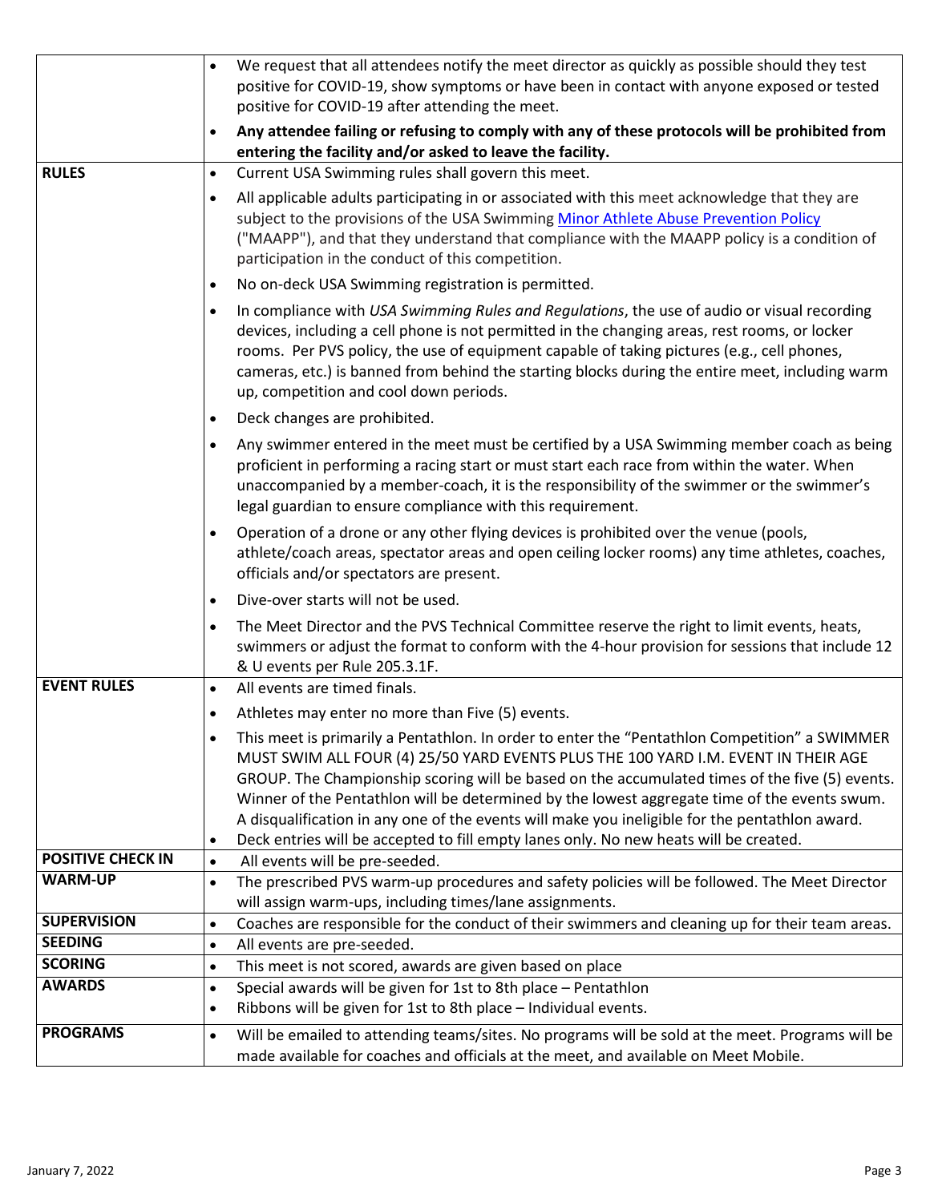| | |
|---|---|
| | • We request that all attendees notify the meet director as quickly as possible should they test positive for COVID-19, show symptoms or have been in contact with anyone exposed or tested positive for COVID-19 after attending the meet.<br>• **Any attendee failing or refusing to comply with any of these protocols will be prohibited from entering the facility and/or asked to leave the facility.** |
| **RULES** | • Current USA Swimming rules shall govern this meet.<br>• All applicable adults participating in or associated with this meet acknowledge that they are subject to the provisions of the USA Swimming [Minor Athlete Abuse Prevention Policy]() ("MAAPP"), and that they understand that compliance with the MAAPP policy is a condition of participation in the conduct of this competition.<br>• No on-deck USA Swimming registration is permitted.<br>• In compliance with *USA Swimming Rules and Regulations*, the use of audio or visual recording devices, including a cell phone is not permitted in the changing areas, rest rooms, or locker rooms. Per PVS policy, the use of equipment capable of taking pictures (e.g., cell phones, cameras, etc.) is banned from behind the starting blocks during the entire meet, including warm up, competition and cool down periods.<br>• Deck changes are prohibited.<br>• Any swimmer entered in the meet must be certified by a USA Swimming member coach as being proficient in performing a racing start or must start each race from within the water. When unaccompanied by a member-coach, it is the responsibility of the swimmer or the swimmer's legal guardian to ensure compliance with this requirement.<br>• Operation of a drone or any other flying devices is prohibited over the venue (pools, athlete/coach areas, spectator areas and open ceiling locker rooms) any time athletes, coaches, officials and/or spectators are present.<br>• Dive-over starts will not be used.<br>• The Meet Director and the PVS Technical Committee reserve the right to limit events, heats, swimmers or adjust the format to conform with the 4-hour provision for sessions that include 12 & U events per Rule 205.3.1F. |
| **EVENT RULES** | • All events are timed finals.<br>• Athletes may enter no more than Five (5) events.<br>• This meet is primarily a Pentathlon. In order to enter the "Pentathlon Competition" a SWIMMER MUST SWIM ALL FOUR (4) 25/50 YARD EVENTS PLUS THE 100 YARD I.M. EVENT IN THEIR AGE GROUP. The Championship scoring will be based on the accumulated times of the five (5) events. Winner of the Pentathlon will be determined by the lowest aggregate time of the events swum. A disqualification in any one of the events will make you ineligible for the pentathlon award.<br>• Deck entries will be accepted to fill empty lanes only. No new heats will be created. |
| **POSITIVE CHECK IN** | • All events will be pre-seeded. |
| **WARM-UP** | • The prescribed PVS warm-up procedures and safety policies will be followed. The Meet Director will assign warm-ups, including times/lane assignments. |
| **SUPERVISION** | • Coaches are responsible for the conduct of their swimmers and cleaning up for their team areas. |
| **SEEDING** | • All events are pre-seeded. |
| **SCORING** | • This meet is not scored, awards are given based on place |
| **AWARDS** | • Special awards will be given for 1st to 8th place – Pentathlon<br>• Ribbons will be given for 1st to 8th place – Individual events. |
| **PROGRAMS** | • Will be emailed to attending teams/sites. No programs will be sold at the meet. Programs will be made available for coaches and officials at the meet, and available on Meet Mobile. |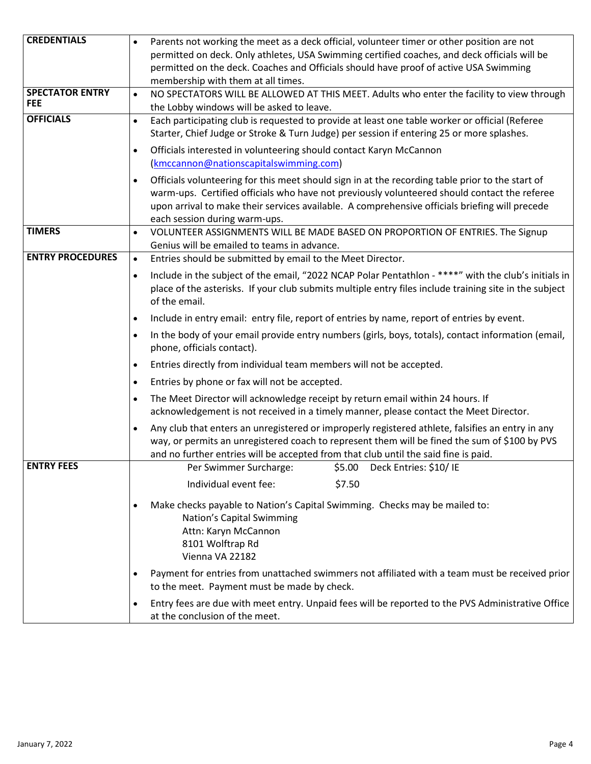| | |
|---|---|
| **CREDENTIALS** | • Parents not working the meet as a deck official, volunteer timer or other position are not permitted on deck. Only athletes, USA Swimming certified coaches, and deck officials will be permitted on the deck. Coaches and Officials should have proof of active USA Swimming membership with them at all times. |
| **SPECTATOR ENTRY FEE** | • NO SPECTATORS WILL BE ALLOWED AT THIS MEET. Adults who enter the facility to view through the Lobby windows will be asked to leave. |
| **OFFICIALS** | • Each participating club is requested to provide at least one table worker or official (Referee Starter, Chief Judge or Stroke & Turn Judge) per session if entering 25 or more splashes.<br>• Officials interested in volunteering should contact Karyn McCannon (kmccannon@nationscapitalswimming.com)<br>• Officials volunteering for this meet should sign in at the recording table prior to the start of warm-ups. Certified officials who have not previously volunteered should contact the referee upon arrival to make their services available. A comprehensive officials briefing will precede each session during warm-ups. |
| **TIMERS** | • VOLUNTEER ASSIGNMENTS WILL BE MADE BASED ON PROPORTION OF ENTRIES. The Signup Genius will be emailed to teams in advance. |
| **ENTRY PROCEDURES** | • Entries should be submitted by email to the Meet Director.<br>• Include in the subject of the email, "2022 NCAP Polar Pentathlon - ****" with the club's initials in place of the asterisks. If your club submits multiple entry files include training site in the subject of the email.<br>• Include in entry email: entry file, report of entries by name, report of entries by event.<br>• In the body of your email provide entry numbers (girls, boys, totals), contact information (email, phone, officials contact).<br>• Entries directly from individual team members will not be accepted.<br>• Entries by phone or fax will not be accepted.<br>• The Meet Director will acknowledge receipt by return email within 24 hours. If acknowledgement is not received in a timely manner, please contact the Meet Director.<br>• Any club that enters an unregistered or improperly registered athlete, falsifies an entry in any way, or permits an unregistered coach to represent them will be fined the sum of $100 by PVS and no further entries will be accepted from that club until the said fine is paid. |
| **ENTRY FEES** | Per Swimmer Surcharge: $5.00 Deck Entries: $10/ IE<br>Individual event fee: $7.50<br>• Make checks payable to Nation's Capital Swimming. Checks may be mailed to:<br>Nation's Capital Swimming<br>Attn: Karyn McCannon<br>8101 Wolftrap Rd<br>Vienna VA 22182<br>• Payment for entries from unattached swimmers not affiliated with a team must be received prior to the meet. Payment must be made by check.<br>• Entry fees are due with meet entry. Unpaid fees will be reported to the PVS Administrative Office at the conclusion of the meet. |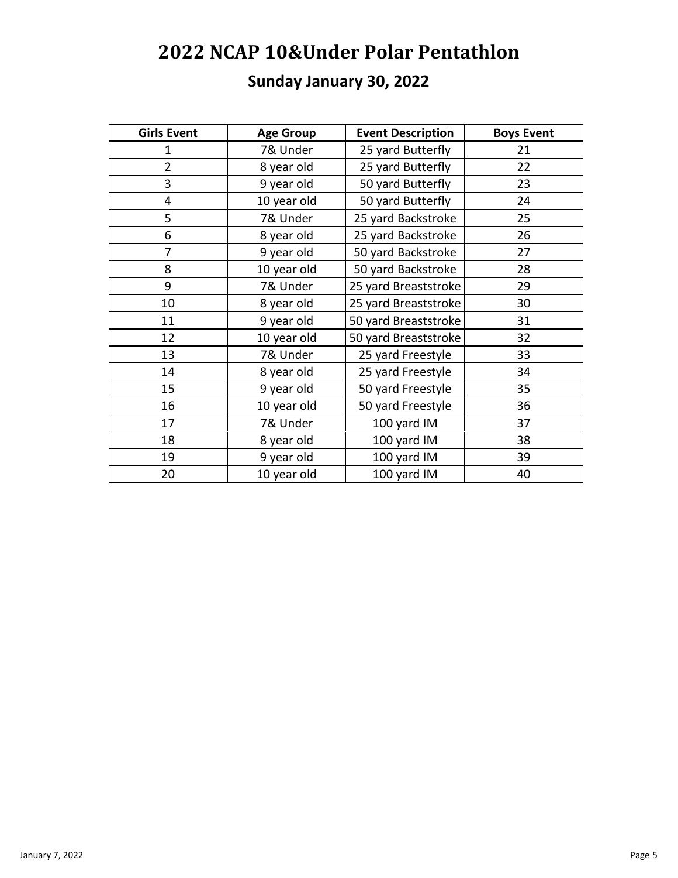# 2022 NCAP 10&Under Polar Pentathlon

## Sunday January 30, 2022

| Girls Event | Age Group | Event Description | Boys Event |
|---|---|---|---|
| 1 | 7& Under | 25 yard Butterfly | 21 |
| 2 | 8 year old | 25 yard Butterfly | 22 |
| 3 | 9 year old | 50 yard Butterfly | 23 |
| 4 | 10 year old | 50 yard Butterfly | 24 |
| 5 | 7& Under | 25 yard Backstroke | 25 |
| 6 | 8 year old | 25 yard Backstroke | 26 |
| 7 | 9 year old | 50 yard Backstroke | 27 |
| 8 | 10 year old | 50 yard Backstroke | 28 |
| 9 | 7& Under | 25 yard Breaststroke | 29 |
| 10 | 8 year old | 25 yard Breaststroke | 30 |
| 11 | 9 year old | 50 yard Breaststroke | 31 |
| 12 | 10 year old | 50 yard Breaststroke | 32 |
| 13 | 7& Under | 25 yard Freestyle | 33 |
| 14 | 8 year old | 25 yard Freestyle | 34 |
| 15 | 9 year old | 50 yard Freestyle | 35 |
| 16 | 10 year old | 50 yard Freestyle | 36 |
| 17 | 7& Under | 100 yard IM | 37 |
| 18 | 8 year old | 100 yard IM | 38 |
| 19 | 9 year old | 100 yard IM | 39 |
| 20 | 10 year old | 100 yard IM | 40 |

January 7, 2022